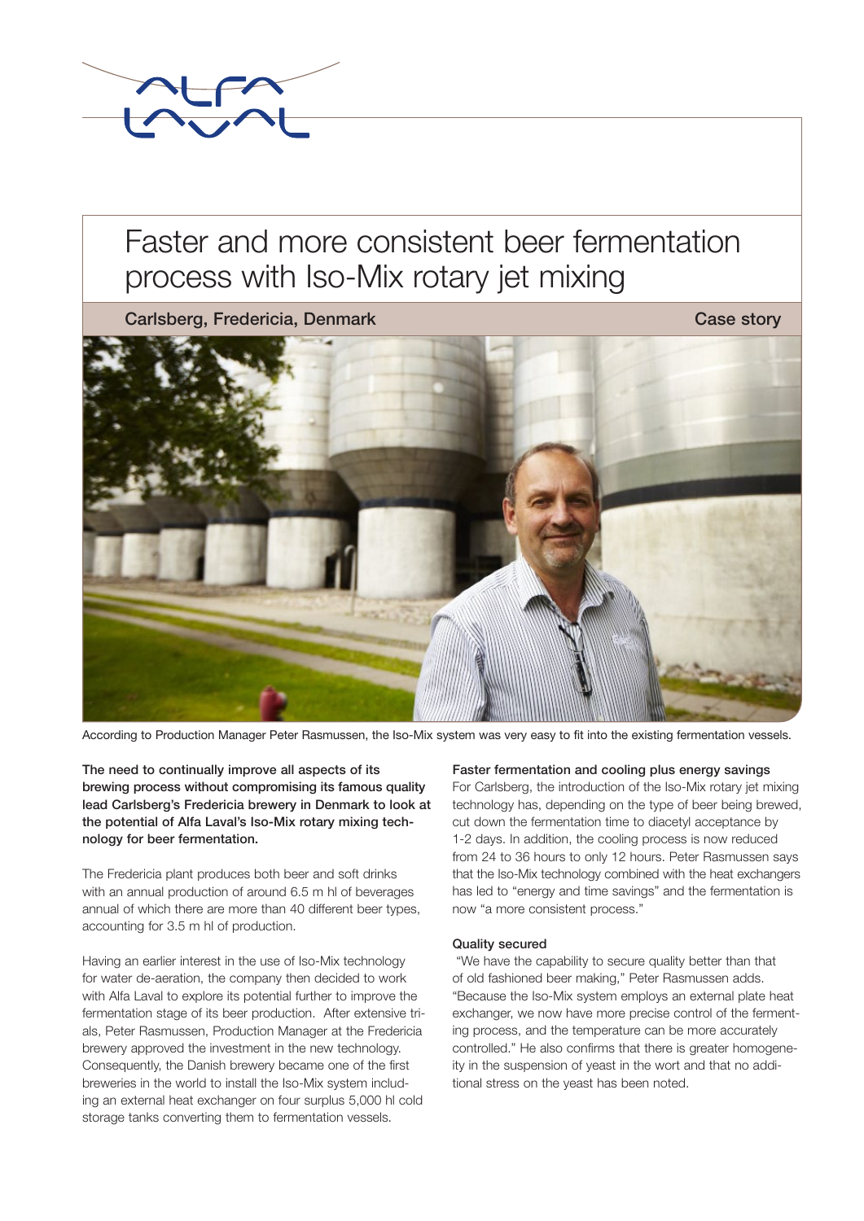# Faster and more consistent beer fermentation process with Iso-Mix rotary jet mixing

**Carlsberg, Fredericia, Denmark** — **Case story**

According to Production Manager Peter Rasmussen, the Iso-Mix system was very easy to fit into the existing fermentation vessels.

**The need to continually improve all aspects of its brewing process without compromising its famous quality lead Carlsberg's Fredericia brewery in Denmark to look at the potential of Alfa Laval's Iso-Mix rotary mixing technology for beer fermentation.**

The Fredericia plant produces both beer and soft drinks with an annual production of around 6.5 m hl of beverages annual of which there are more than 40 different beer types, accounting for 3.5 m hl of production.

Having an earlier interest in the use of Iso-Mix technology for water de-aeration, the company then decided to work with Alfa Laval to explore its potential further to improve the fermentation stage of its beer production. After extensive trials, Peter Rasmussen, Production Manager at the Fredericia brewery approved the investment in the new technology. Consequently, the Danish brewery became one of the first breweries in the world to install the Iso-Mix system including an external heat exchanger on four surplus 5,000 hl cold storage tanks converting them to fermentation vessels.

### Faster fermentation and cooling plus energy savings

For Carlsberg, the introduction of the Iso-Mix rotary jet mixing technology has, depending on the type of beer being brewed, cut down the fermentation time to diacetyl acceptance by 1-2 days. In addition, the cooling process is now reduced from 24 to 36 hours to only 12 hours. Peter Rasmussen says that the Iso-Mix technology combined with the heat exchangers has led to "energy and time savings" and the fermentation is now "a more consistent process."

### Quality secured

"We have the capability to secure quality better than that of old fashioned beer making," Peter Rasmussen adds. "Because the Iso-Mix system employs an external plate heat exchanger, we now have more precise control of the fermenting process, and the temperature can be more accurately controlled." He also confirms that there is greater homogeneity in the suspension of yeast in the wort and that no additional stress on the yeast has been noted.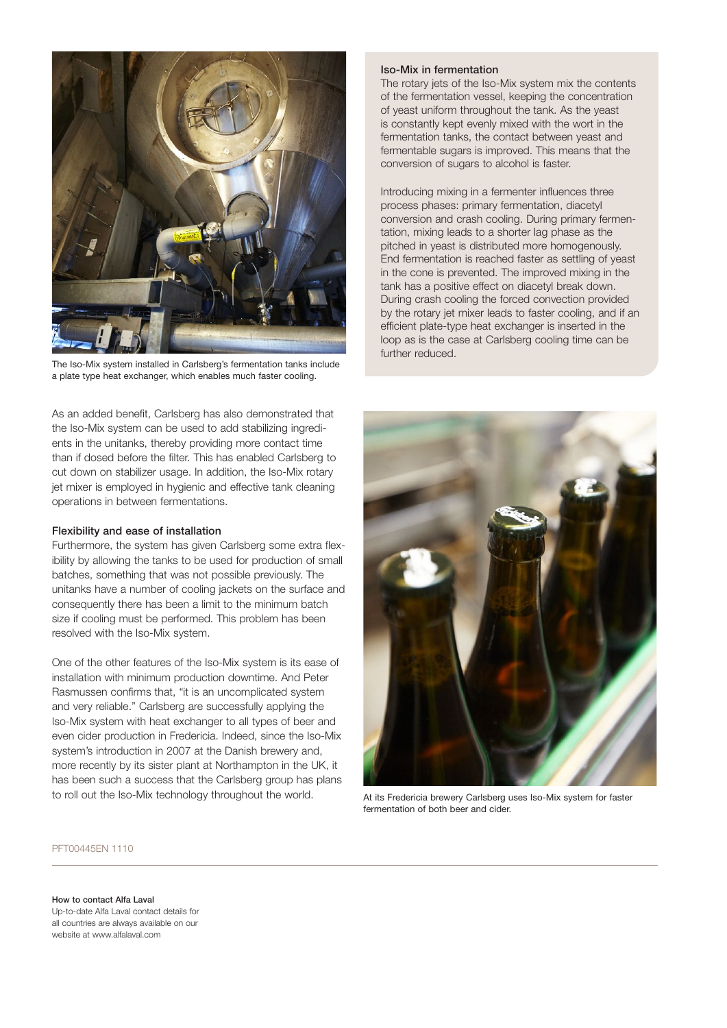The Iso-Mix system installed in Carlsberg's fermentation tanks include a plate type heat exchanger, which enables much faster cooling.

### Iso-Mix in fermentation

The rotary jets of the Iso-Mix system mix the contents of the fermentation vessel, keeping the concentration of yeast uniform throughout the tank. As the yeast is constantly kept evenly mixed with the wort in the fermentation tanks, the contact between yeast and fermentable sugars is improved. This means that the conversion of sugars to alcohol is faster.

Introducing mixing in a fermenter influences three process phases: primary fermentation, diacetyl conversion and crash cooling. During primary fermentation, mixing leads to a shorter lag phase as the pitched in yeast is distributed more homogenously. End fermentation is reached faster as settling of yeast in the cone is prevented. The improved mixing in the tank has a positive effect on diacetyl break down. During crash cooling the forced convection provided by the rotary jet mixer leads to faster cooling, and if an efficient plate-type heat exchanger is inserted in the loop as is the case at Carlsberg cooling time can be further reduced.

As an added benefit, Carlsberg has also demonstrated that the Iso-Mix system can be used to add stabilizing ingredients in the unitanks, thereby providing more contact time than if dosed before the filter. This has enabled Carlsberg to cut down on stabilizer usage. In addition, the Iso-Mix rotary jet mixer is employed in hygienic and effective tank cleaning operations in between fermentations.

### Flexibility and ease of installation

Furthermore, the system has given Carlsberg some extra flexibility by allowing the tanks to be used for production of small batches, something that was not possible previously. The unitanks have a number of cooling jackets on the surface and consequently there has been a limit to the minimum batch size if cooling must be performed. This problem has been resolved with the Iso-Mix system.

One of the other features of the Iso-Mix system is its ease of installation with minimum production downtime. And Peter Rasmussen confirms that, "it is an uncomplicated system and very reliable." Carlsberg are successfully applying the Iso-Mix system with heat exchanger to all types of beer and even cider production in Fredericia. Indeed, since the Iso-Mix system's introduction in 2007 at the Danish brewery and, more recently by its sister plant at Northampton in the UK, it has been such a success that the Carlsberg group has plans to roll out the Iso-Mix technology throughout the world.

At its Fredericia brewery Carlsberg uses Iso-Mix system for faster fermentation of both beer and cider.

PFT00445EN 1110

**How to contact Alfa Laval**
Up-to-date Alfa Laval contact details for all countries are always available on our website at www.alfalaval.com